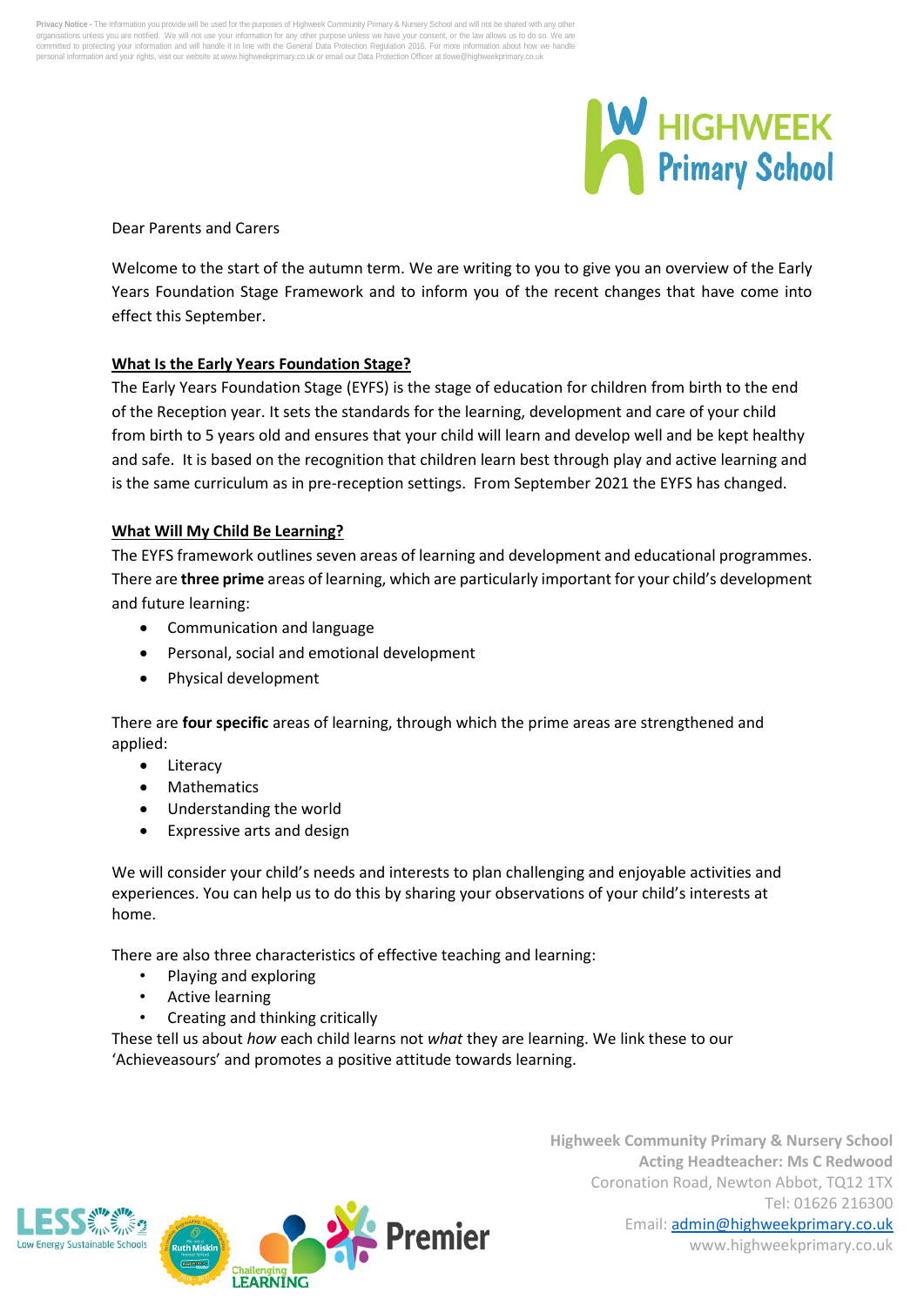**Privacy Notice -** The information you provide will be used for the purposes of Highweek Community Primary & Nursery School and will not be shared with any other organisations unless you are notified. We will not use your information for any other purpose unless we have your consent, or the law allows us to do so. We are committed to protecting your information and will handle it in line with the General Data Protection Regulation 2016. For more information about how we handle personal information and your rights, visit our website at www.highweekprimary.co.uk or email our Data Protection Officer at tlowe@highweekprimary.co.uk

Dear Parents and Carers

Welcome to the start of the autumn term. We are writing to you to give you an overview of the Early Years Foundation Stage Framework and to inform you of the recent changes that have come into effect this September.

**What Is the Early Years Foundation Stage?**

The Early Years Foundation Stage (EYFS) is the stage of education for children from birth to the end of the Reception year. It sets the standards for the learning, development and care of your child from birth to 5 years old and ensures that your child will learn and develop well and be kept healthy and safe. It is based on the recognition that children learn best through play and active learning and is the same curriculum as in pre-reception settings. From September 2021 the EYFS has changed.

**What Will My Child Be Learning?**

The EYFS framework outlines seven areas of learning and development and educational programmes. There are **three prime** areas of learning, which are particularly important for your child's development and future learning:

- Communication and language
- Personal, social and emotional development
- Physical development

There are **four specific** areas of learning, through which the prime areas are strengthened and applied:

- Literacy
- Mathematics
- Understanding the world
- Expressive arts and design

We will consider your child's needs and interests to plan challenging and enjoyable activities and experiences. You can help us to do this by sharing your observations of your child's interests at home.

There are also three characteristics of effective teaching and learning:

- Playing and exploring
- Active learning
- Creating and thinking critically

These tell us about *how* each child learns not *what* they are learning. We link these to our 'Achieveasours' and promotes a positive attitude towards learning.

**Highweek Community Primary & Nursery School**
**Acting Headteacher: Ms C Redwood**
Coronation Road, Newton Abbot, TQ12 1TX
Tel: 01626 216300
Email: admin@highweekprimary.co.uk
www.highweekprimary.co.uk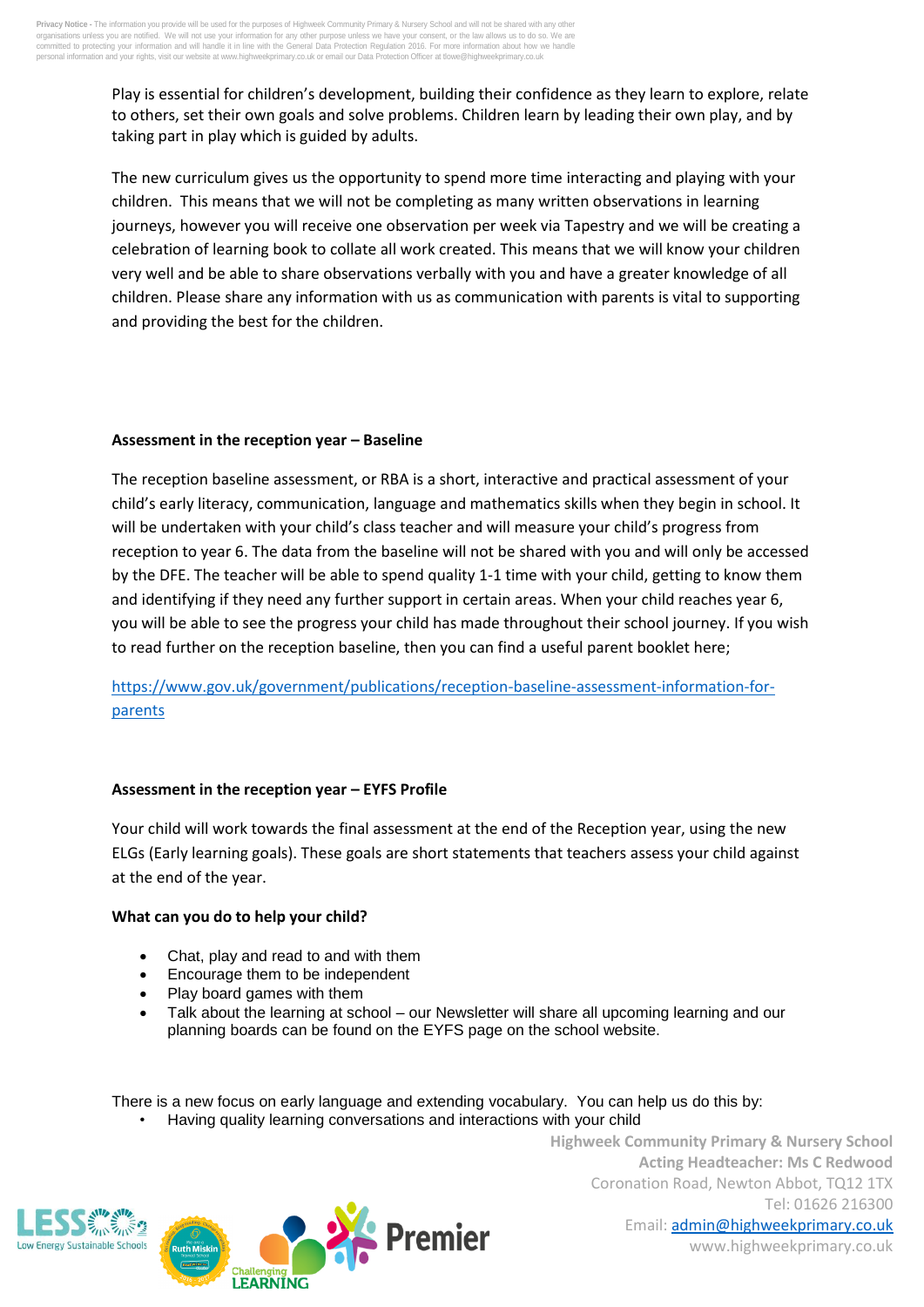Play is essential for children's development, building their confidence as they learn to explore, relate to others, set their own goals and solve problems. Children learn by leading their own play, and by taking part in play which is guided by adults.

The new curriculum gives us the opportunity to spend more time interacting and playing with your children. This means that we will not be completing as many written observations in learning journeys, however you will receive one observation per week via Tapestry and we will be creating a celebration of learning book to collate all work created. This means that we will know your children very well and be able to share observations verbally with you and have a greater knowledge of all children. Please share any information with us as communication with parents is vital to supporting and providing the best for the children.

**Assessment in the reception year – Baseline**

The reception baseline assessment, or RBA is a short, interactive and practical assessment of your child's early literacy, communication, language and mathematics skills when they begin in school. It will be undertaken with your child's class teacher and will measure your child's progress from reception to year 6. The data from the baseline will not be shared with you and will only be accessed by the DFE. The teacher will be able to spend quality 1-1 time with your child, getting to know them and identifying if they need any further support in certain areas. When your child reaches year 6, you will be able to see the progress your child has made throughout their school journey. If you wish to read further on the reception baseline, then you can find a useful parent booklet here;

https://www.gov.uk/government/publications/reception-baseline-assessment-information-for-parents

**Assessment in the reception year – EYFS Profile**

Your child will work towards the final assessment at the end of the Reception year, using the new ELGs (Early learning goals). These goals are short statements that teachers assess your child against at the end of the year.

**What can you do to help your child?**

- Chat, play and read to and with them
- Encourage them to be independent
- Play board games with them
- Talk about the learning at school – our Newsletter will share all upcoming learning and our planning boards can be found on the EYFS page on the school website.

There is a new focus on early language and extending vocabulary. You can help us do this by:

- Having quality learning conversations and interactions with your child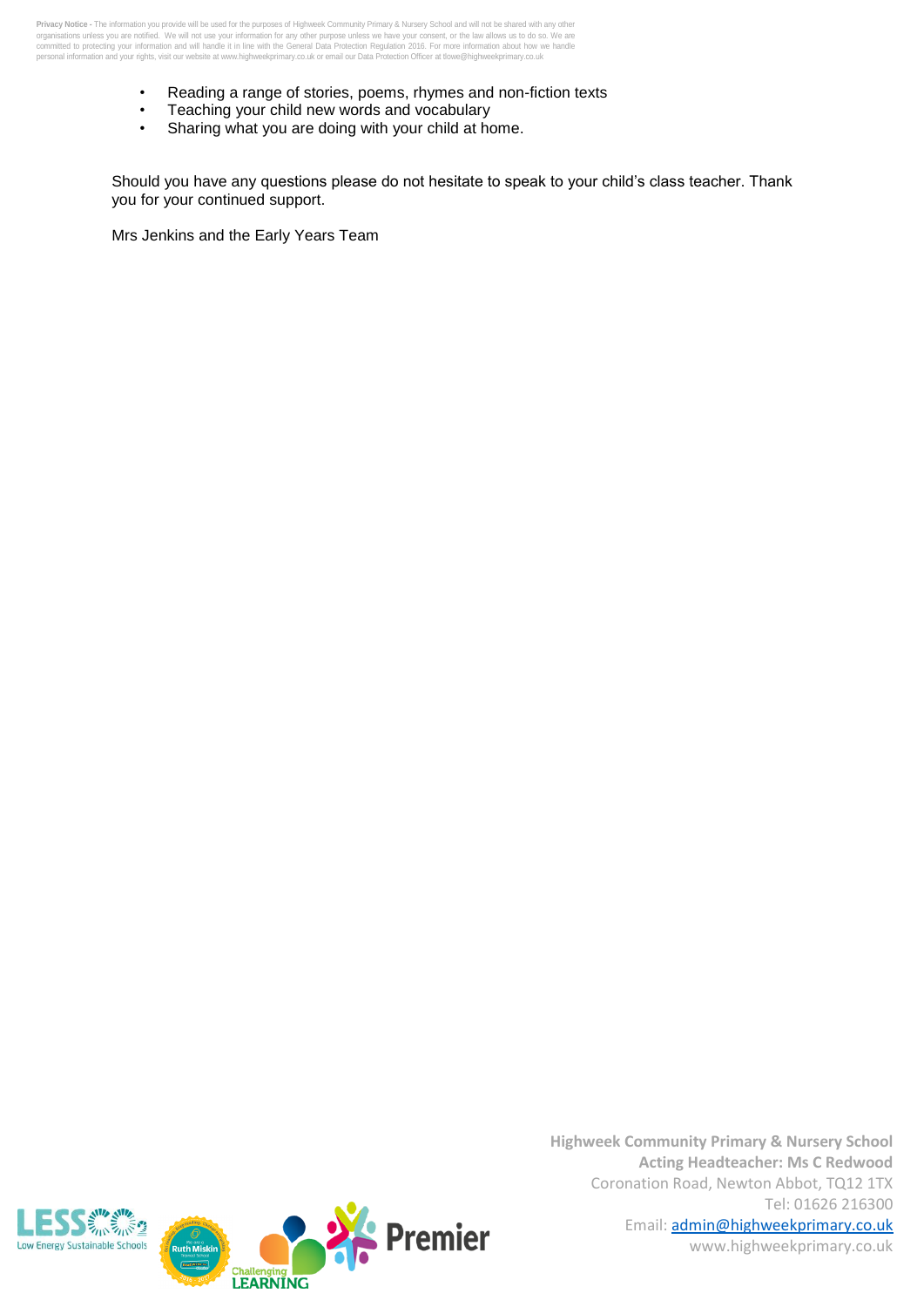- Reading a range of stories, poems, rhymes and non-fiction texts
- Teaching your child new words and vocabulary
- Sharing what you are doing with your child at home.

Should you have any questions please do not hesitate to speak to your child's class teacher. Thank you for your continued support.

Mrs Jenkins and the Early Years Team